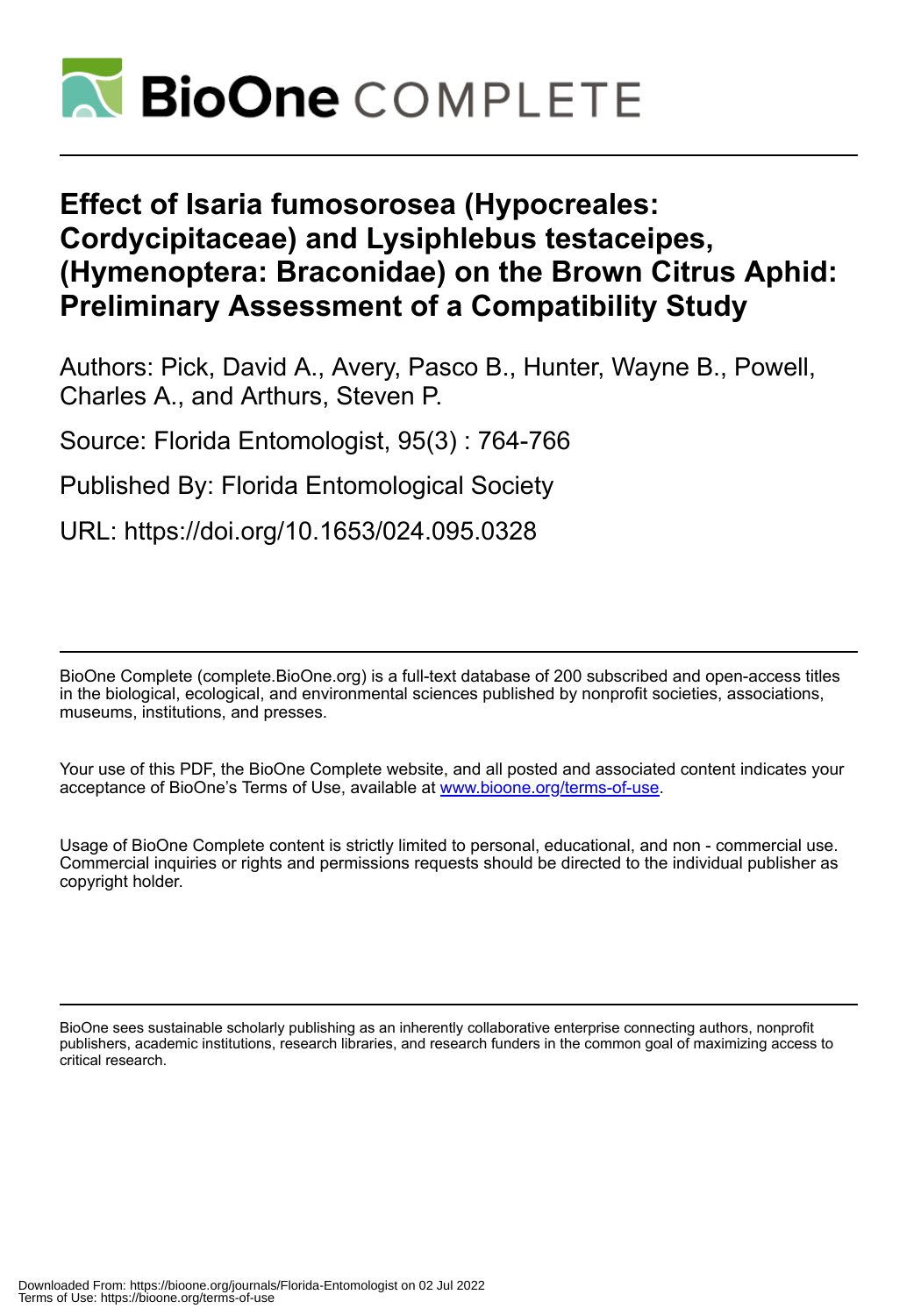# Effect of Isaria fumosorosea (Hypocreales: Cordycipitaceae) and Lysiphlebus testaceipes, (Hymenoptera: Braconidae) on the Brown Citrus Aphid: Preliminary Assessment of a Compatibility Study

Authors: Pick, David A., Avery, Pasco B., Hunter, Wayne B., Powell, Charles A., and Arthurs, Steven P.

Source: Florida Entomologist, 95(3) : 764-766

Published By: Florida Entomological Society

URL: https://doi.org/10.1653/024.095.0328

BioOne Complete (complete.BioOne.org) is a full-text database of 200 subscribed and open-access titles in the biological, ecological, and environmental sciences published by nonprofit societies, associations, museums, institutions, and presses.

Your use of this PDF, the BioOne Complete website, and all posted and associated content indicates your acceptance of BioOne's Terms of Use, available at www.bioone.org/terms-of-use.

Usage of BioOne Complete content is strictly limited to personal, educational, and non - commercial use. Commercial inquiries or rights and permissions requests should be directed to the individual publisher as copyright holder.

BioOne sees sustainable scholarly publishing as an inherently collaborative enterprise connecting authors, nonprofit publishers, academic institutions, research libraries, and research funders in the common goal of maximizing access to critical research.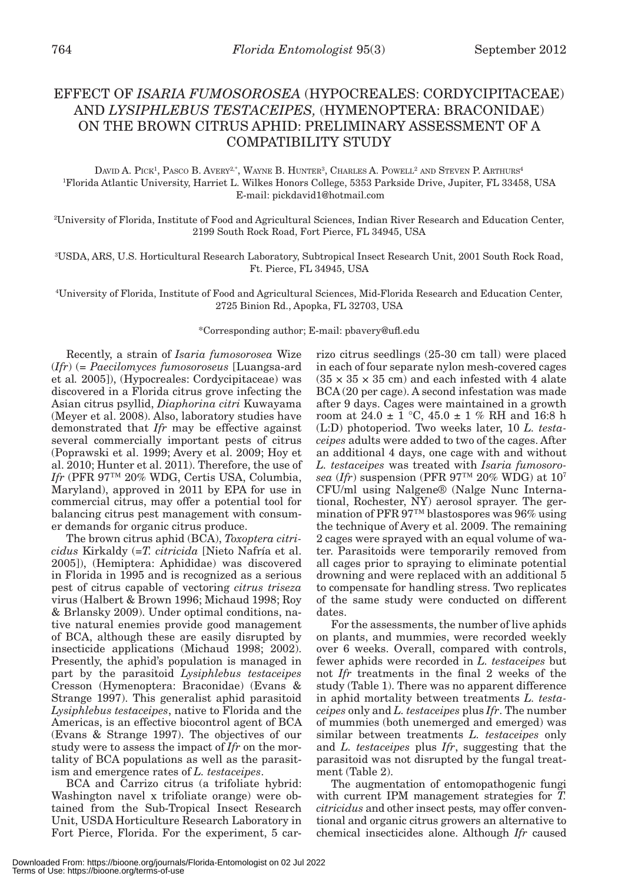# EFFECT OF *ISARIA FUMOSOROSEA* (HYPOCREALES: CORDYCIPITACEAE) AND *LYSIPHLEBUS TESTACEIPES*, (HYMENOPTERA: BRACONIDAE) ON THE BROWN CITRUS APHID: PRELIMINARY ASSESSMENT OF A COMPATIBILITY STUDY

DAVID A. PICK[1], PASCO B. AVERY[2,*], WAYNE B. HUNTER[3], CHARLES A. POWELL[2] AND STEVEN P. ARTHURS[4]

[1]Florida Atlantic University, Harriet L. Wilkes Honors College, 5353 Parkside Drive, Jupiter, FL 33458, USA
E-mail: pickdavid1@hotmail.com

[2]University of Florida, Institute of Food and Agricultural Sciences, Indian River Research and Education Center, 2199 South Rock Road, Fort Pierce, FL 34945, USA

[3]USDA, ARS, U.S. Horticultural Research Laboratory, Subtropical Insect Research Unit, 2001 South Rock Road, Ft. Pierce, FL 34945, USA

[4]University of Florida, Institute of Food and Agricultural Sciences, Mid-Florida Research and Education Center, 2725 Binion Rd., Apopka, FL 32703, USA

*Corresponding author; E-mail: pbavery@ufl.edu

Recently, a strain of *Isaria fumosorosea* Wize (*Ifr*) (= *Paecilomyces fumosoroseus* [Luangsa-ard et al. 2005]), (Hypocreales: Cordycipitaceae) was discovered in a Florida citrus grove infecting the Asian citrus psyllid, *Diaphorina citri* Kuwayama (Meyer et al. 2008). Also, laboratory studies have demonstrated that *Ifr* may be effective against several commercially important pests of citrus (Poprawski et al. 1999; Avery et al. 2009; Hoy et al. 2010; Hunter et al. 2011). Therefore, the use of *Ifr* (PFR 97™ 20% WDG, Certis USA, Columbia, Maryland), approved in 2011 by EPA for use in commercial citrus, may offer a potential tool for balancing citrus pest management with consumer demands for organic citrus produce.

The brown citrus aphid (BCA), *Toxoptera citricidus* Kirkaldy (=*T. citricida* [Nieto Nafría et al. 2005]), (Hemiptera: Aphididae) was discovered in Florida in 1995 and is recognized as a serious pest of citrus capable of vectoring *citrus triseza* virus (Halbert & Brown 1996; Michaud 1998; Roy & Brlansky 2009). Under optimal conditions, native natural enemies provide good management of BCA, although these are easily disrupted by insecticide applications (Michaud 1998; 2002). Presently, the aphid's population is managed in part by the parasitoid *Lysiphlebus testaceipes* Cresson (Hymenoptera: Braconidae) (Evans & Strange 1997). This generalist aphid parasitoid *Lysiphlebus testaceipes*, native to Florida and the Americas, is an effective biocontrol agent of BCA (Evans & Strange 1997). The objectives of our study were to assess the impact of *Ifr* on the mortality of BCA populations as well as the parasitism and emergence rates of *L. testaceipes*.

BCA and Carrizo citrus (a trifoliate hybrid: Washington navel x trifoliate orange) were obtained from the Sub-Tropical Insect Research Unit, USDA Horticulture Research Laboratory in Fort Pierce, Florida. For the experiment, 5 carrizo citrus seedlings (25-30 cm tall) were placed in each of four separate nylon mesh-covered cages (35 × 35 × 35 cm) and each infested with 4 alate BCA (20 per cage). A second infestation was made after 9 days. Cages were maintained in a growth room at 24.0 ± 1 °C, 45.0 ± 1 % RH and 16:8 h (L:D) photoperiod. Two weeks later, 10 *L. testaceipes* adults were added to two of the cages. After an additional 4 days, one cage with and without *L. testaceipes* was treated with *Isaria fumosorosea* (*Ifr*) suspension (PFR 97™ 20% WDG) at $10^7$ CFU/ml using Nalgene® (Nalge Nunc International, Rochester, NY) aerosol sprayer. The germination of PFR 97™ blastospores was 96% using the technique of Avery et al. 2009. The remaining 2 cages were sprayed with an equal volume of water. Parasitoids were temporarily removed from all cages prior to spraying to eliminate potential drowning and were replaced with an additional 5 to compensate for handling stress. Two replicates of the same study were conducted on different dates.

For the assessments, the number of live aphids on plants, and mummies, were recorded weekly over 6 weeks. Overall, compared with controls, fewer aphids were recorded in *L. testaceipes* but not *Ifr* treatments in the final 2 weeks of the study (Table 1). There was no apparent difference in aphid mortality between treatments *L. testaceipes* only and *L. testaceipes* plus *Ifr*. The number of mummies (both unemerged and emerged) was similar between treatments *L. testaceipes* only and *L. testaceipes* plus *Ifr*, suggesting that the parasitoid was not disrupted by the fungal treatment (Table 2).

The augmentation of entomopathogenic fungi with current IPM management strategies for *T. citricidus* and other insect pests, may offer conventional and organic citrus growers an alternative to chemical insecticides alone. Although *Ifr* caused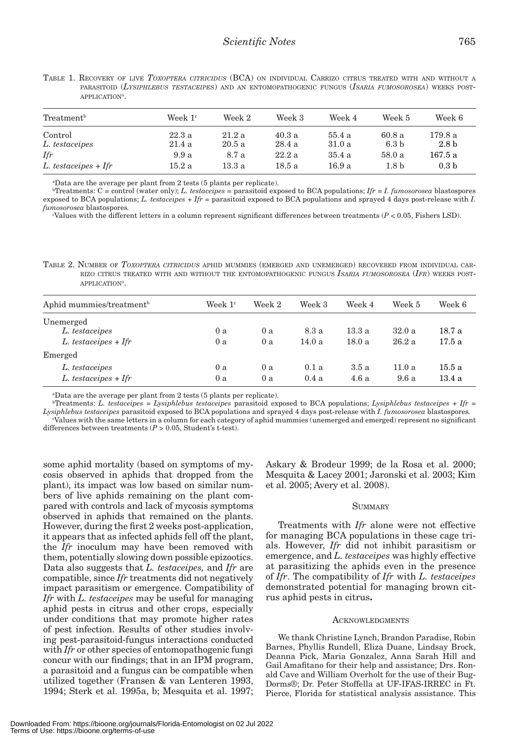TABLE 1. RECOVERY OF LIVE *TOXOPTERA CITRICIDUS* (BCA) ON INDIVIDUAL CARRIZO CITRUS TREATED WITH AND WITHOUT A PARASITOID (*LYSIPHLEBUS TESTACEIPES*) AND AN ENTOMOPATHOGENIC FUNGUS (*ISARIA FUMOSOROSEA*) WEEKS POST-APPLICATION[a].

| Treatment[b] | Week 1[c] | Week 2 | Week 3 | Week 4 | Week 5 | Week 6 |
|---|---|---|---|---|---|---|
| Control | 22.3 a | 21.2 a | 40.3 a | 55.4 a | 60.8 a | 179.8 a |
| *L. testaceipes* | 21.4 a | 20.5 a | 28.4 a | 31.0 a | 6.3 b | 2.8 b |
| *Ifr* | 9.9 a | 8.7 a | 22.2 a | 35.4 a | 58.0 a | 167.5 a |
| *L. testaceipes + Ifr* | 15.2 a | 13.3 a | 18.5 a | 16.9 a | 1.8 b | 0.3 b |

[a]Data are the average per plant from 2 tests (5 plants per replicate).

[b]Treatments: C = control (water only); *L. testaceipes* = parasitoid exposed to BCA populations; *Ifr* = *I. fumosorosea* blastospores exposed to BCA populations; *L. testaceipes + Ifr* = parasitoid exposed to BCA populations and sprayed 4 days post-release with *I. fumosorosea* blastospores.

[c]Values with the different letters in a column represent significant differences between treatments ($P < 0.05$, Fishers LSD).

TABLE 2. NUMBER OF *TOXOPTERA CITRICIDUS* APHID MUMMIES (EMERGED AND UNEMERGED) RECOVERED FROM INDIVIDUAL CARRIZO CITRUS TREATED WITH AND WITHOUT THE ENTOMOPATHOGENIC FUNGUS *ISARIA FUMOSOROSEA* (*IFR*) WEEKS POST-APPLICATION[a].

| Aphid mummies/treatment[b] | Week 1[c] | Week 2 | Week 3 | Week 4 | Week 5 | Week 6 |
|---|---|---|---|---|---|---|
| Unemerged | | | | | | |
| *L. testaceipes* | 0 a | 0 a | 8.3 a | 13.3 a | 32.0 a | 18.7 a |
| *L. testaceipes + Ifr* | 0 a | 0 a | 14.0 a | 18.0 a | 26.2 a | 17.5 a |
| Emerged | | | | | | |
| *L. testaceipes* | 0 a | 0 a | 0.1 a | 3.5 a | 11.0 a | 15.5 a |
| *L. testaceipes + Ifr* | 0 a | 0 a | 0.4 a | 4.6 a | 9.6 a | 13.4 a |

[a]Data are the average per plant from 2 tests (5 plants per replicate).

[b]Treatments: *L. testaceipes* = *Lysiphlebus testaceipes* parasitoid exposed to BCA populations; *Lysiphlebus testaceipes + Ifr* = *Lysiphlebus testaceipes* parasitoid exposed to BCA populations and sprayed 4 days post-release with *I. fumosorosea* blastospores.

[c]Values with the same letters in a column for each category of aphid mummies (unemerged and emerged) represent no significant differences between treatments ($P > 0.05$, Student's t-test).

some aphid mortality (based on symptoms of mycosis observed in aphids that dropped from the plant), its impact was low based on similar numbers of live aphids remaining on the plant compared with controls and lack of mycosis symptoms observed in aphids that remained on the plants. However, during the first 2 weeks post-application, it appears that as infected aphids fell off the plant, the *Ifr* inoculum may have been removed with them, potentially slowing down possible epizootics. Data also suggests that *L. testaceipes,* and *Ifr* are compatible, since *Ifr* treatments did not negatively impact parasitism or emergence. Compatibility of *Ifr* with *L. testaceipes* may be useful for managing aphid pests in citrus and other crops, especially under conditions that may promote higher rates of pest infection. Results of other studies involving pest-parasitoid-fungus interactions conducted with *Ifr* or other species of entomopathogenic fungi concur with our findings; that in an IPM program, a parasitoid and a fungus can be compatible when utilized together (Fransen & van Lenteren 1993, 1994; Sterk et al. 1995a, b; Mesquita et al. 1997; Askary & Brodeur 1999; de la Rosa et al. 2000; Mesquita & Lacey 2001; Jaronski et al. 2003; Kim et al. 2005; Avery et al. 2008).

## SUMMARY

Treatments with *Ifr* alone were not effective for managing BCA populations in these cage trials. However, *Ifr* did not inhibit parasitism or emergence, and *L. testaceipes* was highly effective at parasitizing the aphids even in the presence of *Ifr*. The compatibility of *Ifr* with *L. testaceipes* demonstrated potential for managing brown citrus aphid pests in citrus**.**

## ACKNOWLEDGMENTS

We thank Christine Lynch, Brandon Paradise, Robin Barnes, Phyllis Rundell, Eliza Duane, Lindsay Brock, Deanna Pick, Maria Gonzalez, Anna Sarah Hill and Gail Amafitano for their help and assistance; Drs. Ronald Cave and William Overholt for the use of their Bug-Dorms®; Dr. Peter Stoffella at UF-IFAS-IRREC in Ft. Pierce, Florida for statistical analysis assistance. This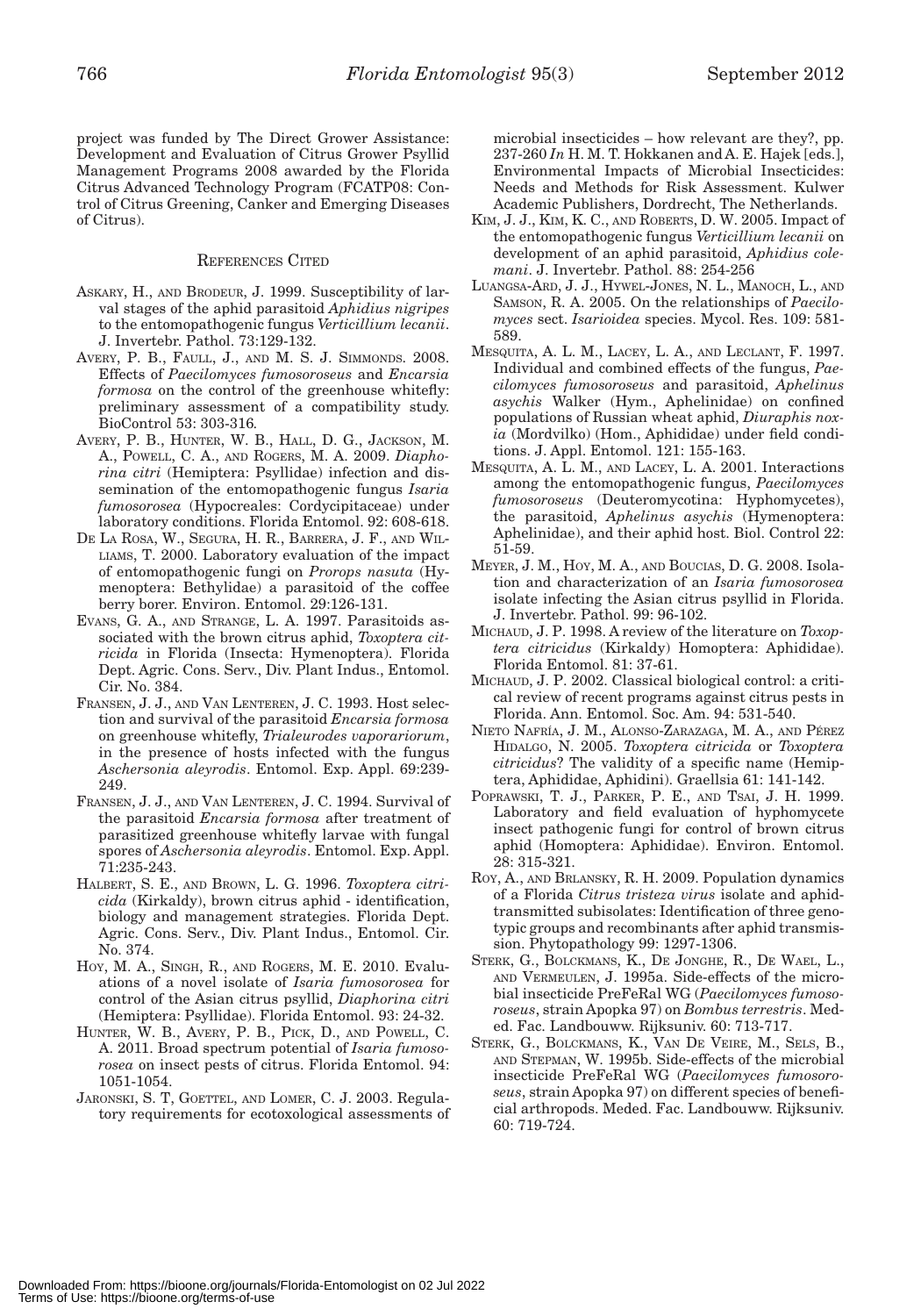project was funded by The Direct Grower Assistance: Development and Evaluation of Citrus Grower Psyllid Management Programs 2008 awarded by the Florida Citrus Advanced Technology Program (FCATP08: Control of Citrus Greening, Canker and Emerging Diseases of Citrus).

## REFERENCES CITED

ASKARY, H., AND BRODEUR, J. 1999. Susceptibility of larval stages of the aphid parasitoid *Aphidius nigripes* to the entomopathogenic fungus *Verticillium lecanii*. J. Invertebr. Pathol. 73:129-132.

AVERY, P. B., FAULL, J., AND M. S. J. SIMMONDS. 2008. Effects of *Paecilomyces fumosoroseus* and *Encarsia formosa* on the control of the greenhouse whitefly: preliminary assessment of a compatibility study. BioControl 53: 303-316.

AVERY, P. B., HUNTER, W. B., HALL, D. G., JACKSON, M. A., POWELL, C. A., AND ROGERS, M. A. 2009. *Diaphorina citri* (Hemiptera: Psyllidae) infection and dissemination of the entomopathogenic fungus *Isaria fumosorosea* (Hypocreales: Cordycipitaceae) under laboratory conditions. Florida Entomol. 92: 608-618.

DE LA ROSA, W., SEGURA, H. R., BARRERA, J. F., AND WILLIAMS, T. 2000. Laboratory evaluation of the impact of entomopathogenic fungi on *Prorops nasuta* (Hymenoptera: Bethylidae) a parasitoid of the coffee berry borer. Environ. Entomol. 29:126-131.

EVANS, G. A., AND STRANGE, L. A. 1997. Parasitoids associated with the brown citrus aphid, *Toxoptera citricida* in Florida (Insecta: Hymenoptera). Florida Dept. Agric. Cons. Serv., Div. Plant Indus., Entomol. Cir. No. 384.

FRANSEN, J. J., AND VAN LENTEREN, J. C. 1993. Host selection and survival of the parasitoid *Encarsia formosa* on greenhouse whitefly, *Trialeurodes vaporariorum*, in the presence of hosts infected with the fungus *Aschersonia aleyrodis*. Entomol. Exp. Appl. 69:239-249.

FRANSEN, J. J., AND VAN LENTEREN, J. C. 1994. Survival of the parasitoid *Encarsia formosa* after treatment of parasitized greenhouse whitefly larvae with fungal spores of *Aschersonia aleyrodis*. Entomol. Exp. Appl. 71:235-243.

HALBERT, S. E., AND BROWN, L. G. 1996. *Toxoptera citricida* (Kirkaldy), brown citrus aphid - identification, biology and management strategies. Florida Dept. Agric. Cons. Serv., Div. Plant Indus., Entomol. Cir. No. 374.

HOY, M. A., SINGH, R., AND ROGERS, M. E. 2010. Evaluations of a novel isolate of *Isaria fumosorosea* for control of the Asian citrus psyllid, *Diaphorina citri* (Hemiptera: Psyllidae). Florida Entomol. 93: 24-32.

HUNTER, W. B., AVERY, P. B., PICK, D., AND POWELL, C. A. 2011. Broad spectrum potential of *Isaria fumosorosea* on insect pests of citrus. Florida Entomol. 94: 1051-1054.

JARONSKI, S. T, GOETTEL, AND LOMER, C. J. 2003. Regulatory requirements for ecotoxological assessments of microbial insecticides – how relevant are they?, pp. 237-260 *In* H. M. T. Hokkanen and A. E. Hajek [eds.], Environmental Impacts of Microbial Insecticides: Needs and Methods for Risk Assessment. Kulwer Academic Publishers, Dordrecht, The Netherlands.

KIM, J. J., KIM, K. C., AND ROBERTS, D. W. 2005. Impact of the entomopathogenic fungus *Verticillium lecanii* on development of an aphid parasitoid, *Aphidius colemani*. J. Invertebr. Pathol. 88: 254-256

LUANGSA-ARD, J. J., HYWEL-JONES, N. L., MANOCH, L., AND SAMSON, R. A. 2005. On the relationships of *Paecilomyces* sect. *Isarioidea* species. Mycol. Res. 109: 581-589.

MESQUITA, A. L. M., LACEY, L. A., AND LECLANT, F. 1997. Individual and combined effects of the fungus, *Paecilomyces fumosoroseus* and parasitoid, *Aphelinus asychis* Walker (Hym., Aphelinidae) on confined populations of Russian wheat aphid, *Diuraphis noxia* (Mordvilko) (Hom., Aphididae) under field conditions. J. Appl. Entomol. 121: 155-163.

MESQUITA, A. L. M., AND LACEY, L. A. 2001. Interactions among the entomopathogenic fungus, *Paecilomyces fumosoroseus* (Deuteromycotina: Hyphomycetes), the parasitoid, *Aphelinus asychis* (Hymenoptera: Aphelinidae), and their aphid host. Biol. Control 22: 51-59.

MEYER, J. M., HOY, M. A., AND BOUCIAS, D. G. 2008. Isolation and characterization of an *Isaria fumosorosea* isolate infecting the Asian citrus psyllid in Florida. J. Invertebr. Pathol. 99: 96-102.

MICHAUD, J. P. 1998. A review of the literature on *Toxoptera citricidus* (Kirkaldy) Homoptera: Aphididae). Florida Entomol. 81: 37-61.

MICHAUD, J. P. 2002. Classical biological control: a critical review of recent programs against citrus pests in Florida. Ann. Entomol. Soc. Am. 94: 531-540.

NIETO NAFRÍA, J. M., ALONSO-ZARAZAGA, M. A., AND PÉREZ HIDALGO, N. 2005. *Toxoptera citricida* or *Toxoptera citricidus*? The validity of a specific name (Hemiptera, Aphididae, Aphidini). Graellsia 61: 141-142.

POPRAWSKI, T. J., PARKER, P. E., AND TSAI, J. H. 1999. Laboratory and field evaluation of hyphomycete insect pathogenic fungi for control of brown citrus aphid (Homoptera: Aphididae). Environ. Entomol. 28: 315-321.

ROY, A., AND BRLANSKY, R. H. 2009. Population dynamics of a Florida *Citrus tristeza virus* isolate and aphid-transmitted subisolates: Identification of three genotypic groups and recombinants after aphid transmission. Phytopathology 99: 1297-1306.

STERK, G., BOLCKMANS, K., DE JONGHE, R., DE WAEL, L., AND VERMEULEN, J. 1995a. Side-effects of the microbial insecticide PreFeRal WG (*Paecilomyces fumosoroseus*, strain Apopka 97) on *Bombus terrestris*. Meded. Fac. Landbouww. Rijksuniv. 60: 713-717.

STERK, G., BOLCKMANS, K., VAN DE VEIRE, M., SELS, B., AND STEPMAN, W. 1995b. Side-effects of the microbial insecticide PreFeRal WG (*Paecilomyces fumosoroseus*, strain Apopka 97) on different species of beneficial arthropods. Meded. Fac. Landbouww. Rijksuniv. 60: 719-724.